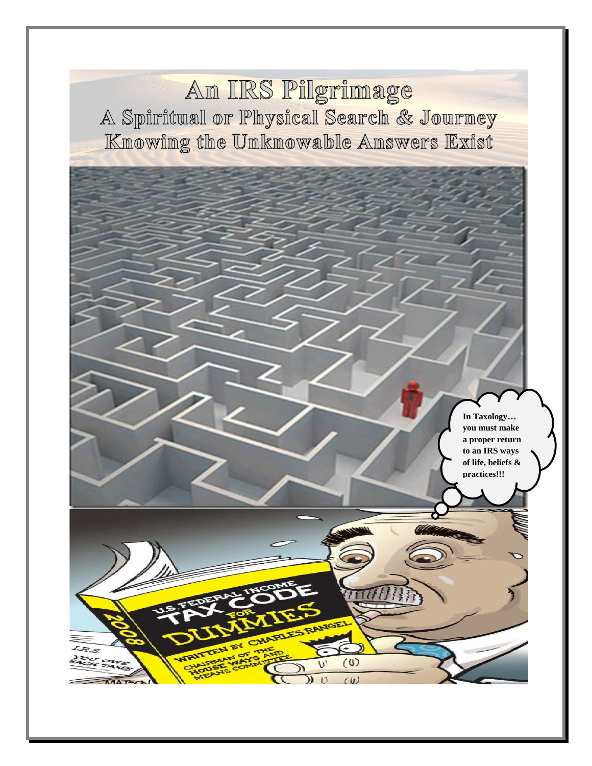# An IRS Pilgrimage

## A Spiritual or Physical Search & Journey

## Knowing the Unknowable Answers Exist

**In Taxology… you must make a proper return to an IRS ways of life, beliefs & practices!!!**

U.S. FEDERAL INCOME TAX CODE FOR DUMMIES

2008

WRITTEN BY CHARLES RANGEL CHAIRMAN OF THE HOUSE WAYS AND MEANS COMMITTEE

I.R.S. YOU OWE BACK TAXES

MATSON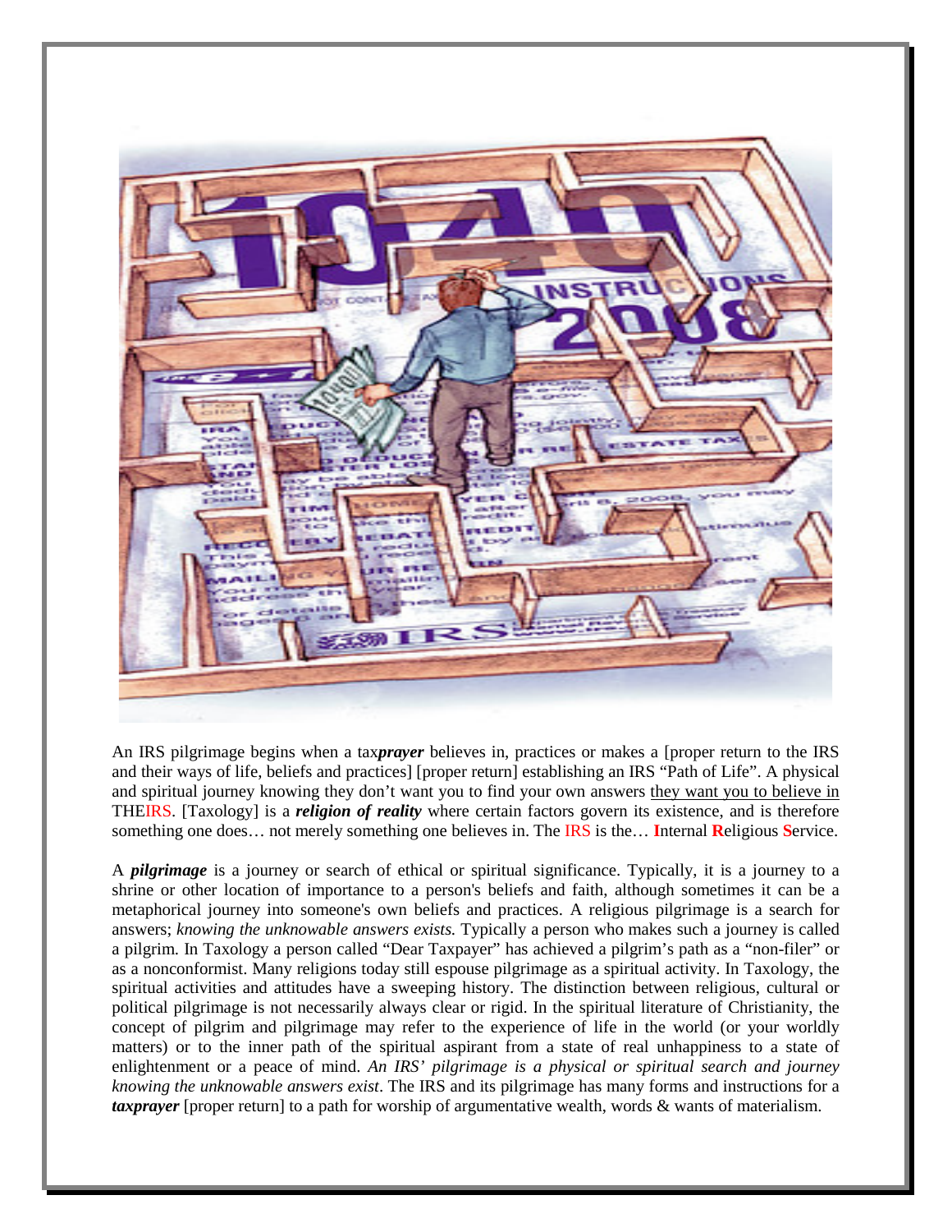An IRS pilgrimage begins when a tax***prayer*** believes in, practices or makes a [proper return to the IRS and their ways of life, beliefs and practices] [proper return] establishing an IRS "Path of Life". A physical and spiritual journey knowing they don't want you to find your own answers they want you to believe in THEIRS. [Taxology] is a ***religion of reality*** where certain factors govern its existence, and is therefore something one does… not merely something one believes in. The IRS is the… **I**nternal **R**eligious **S**ervice.

A ***pilgrimage*** is a journey or search of ethical or spiritual significance. Typically, it is a journey to a shrine or other location of importance to a person's beliefs and faith, although sometimes it can be a metaphorical journey into someone's own beliefs and practices. A religious pilgrimage is a search for answers; *knowing the unknowable answers exists.* Typically a person who makes such a journey is called a pilgrim. In Taxology a person called "Dear Taxpayer" has achieved a pilgrim's path as a "non-filer" or as a nonconformist. Many religions today still espouse pilgrimage as a spiritual activity. In Taxology, the spiritual activities and attitudes have a sweeping history. The distinction between religious, cultural or political pilgrimage is not necessarily always clear or rigid. In the spiritual literature of Christianity, the concept of pilgrim and pilgrimage may refer to the experience of life in the world (or your worldly matters) or to the inner path of the spiritual aspirant from a state of real unhappiness to a state of enlightenment or a peace of mind. *An IRS' pilgrimage is a physical or spiritual search and journey knowing the unknowable answers exist*. The IRS and its pilgrimage has many forms and instructions for a ***taxprayer*** [proper return] to a path for worship of argumentative wealth, words & wants of materialism.